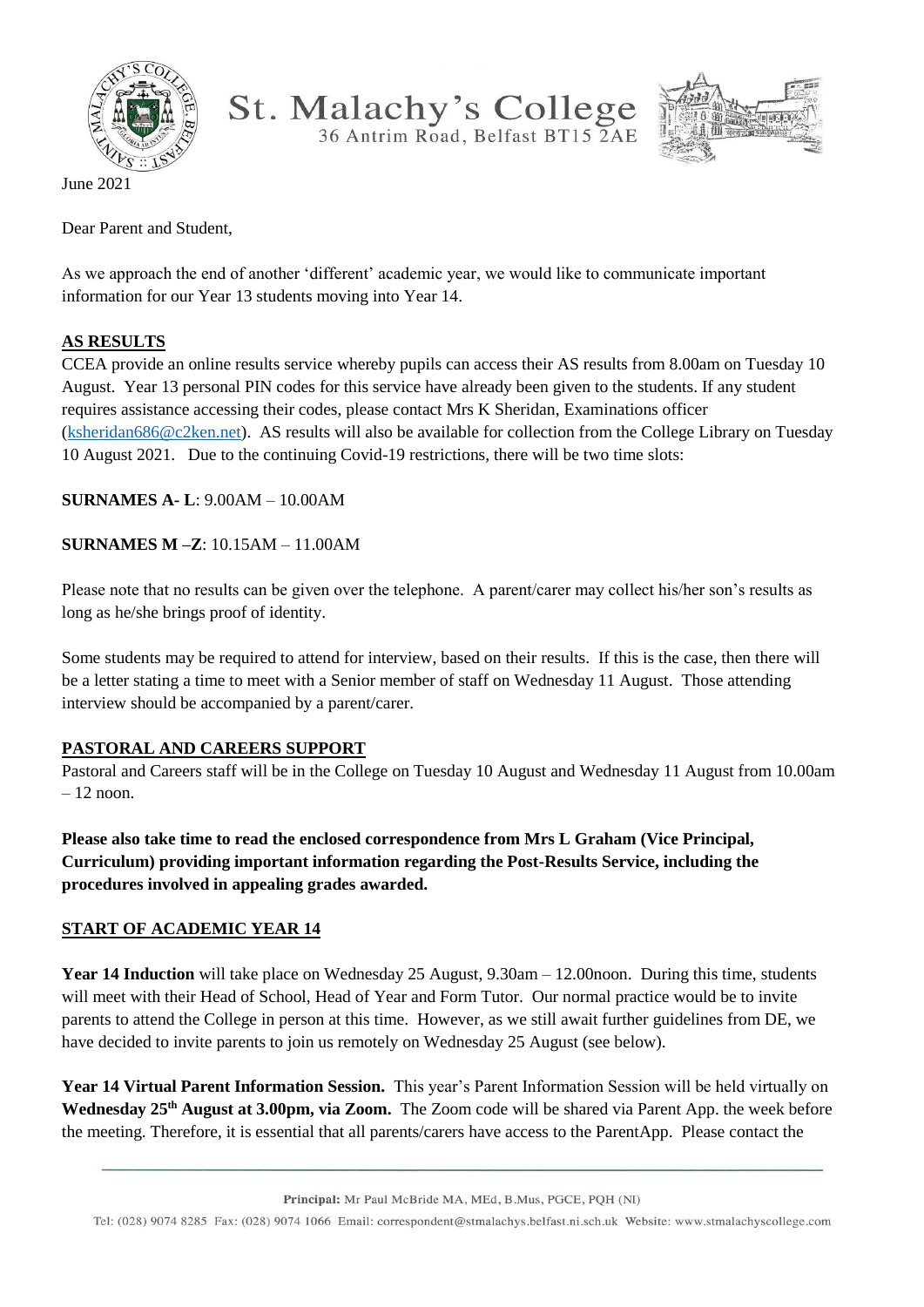# St. Malachy's College
36 Antrim Road, Belfast BT15 2AE

June 2021

Dear Parent and Student,

As we approach the end of another 'different' academic year, we would like to communicate important information for our Year 13 students moving into Year 14.

## AS RESULTS

CCEA provide an online results service whereby pupils can access their AS results from 8.00am on Tuesday 10 August. Year 13 personal PIN codes for this service have already been given to the students. If any student requires assistance accessing their codes, please contact Mrs K Sheridan, Examinations officer (ksheridan686@c2ken.net). AS results will also be available for collection from the College Library on Tuesday 10 August 2021. Due to the continuing Covid-19 restrictions, there will be two time slots:

**SURNAMES A- L**: 9.00AM – 10.00AM

**SURNAMES M –Z**: 10.15AM – 11.00AM

Please note that no results can be given over the telephone. A parent/carer may collect his/her son's results as long as he/she brings proof of identity.

Some students may be required to attend for interview, based on their results. If this is the case, then there will be a letter stating a time to meet with a Senior member of staff on Wednesday 11 August. Those attending interview should be accompanied by a parent/carer.

## PASTORAL AND CAREERS SUPPORT

Pastoral and Careers staff will be in the College on Tuesday 10 August and Wednesday 11 August from 10.00am – 12 noon.

**Please also take time to read the enclosed correspondence from Mrs L Graham (Vice Principal, Curriculum) providing important information regarding the Post-Results Service, including the procedures involved in appealing grades awarded.**

## START OF ACADEMIC YEAR 14

**Year 14 Induction** will take place on Wednesday 25 August, 9.30am – 12.00noon. During this time, students will meet with their Head of School, Head of Year and Form Tutor. Our normal practice would be to invite parents to attend the College in person at this time. However, as we still await further guidelines from DE, we have decided to invite parents to join us remotely on Wednesday 25 August (see below).

**Year 14 Virtual Parent Information Session.** This year's Parent Information Session will be held virtually on **Wednesday 25th August at 3.00pm, via Zoom.** The Zoom code will be shared via Parent App. the week before the meeting. Therefore, it is essential that all parents/carers have access to the ParentApp. Please contact the

Principal: Mr Paul McBride MA, MEd, B.Mus, PGCE, PQH (NI)

Tel: (028) 9074 8285 Fax: (028) 9074 1066 Email: correspondent@stmalachys.belfast.ni.sch.uk Website: www.stmalachyscollege.com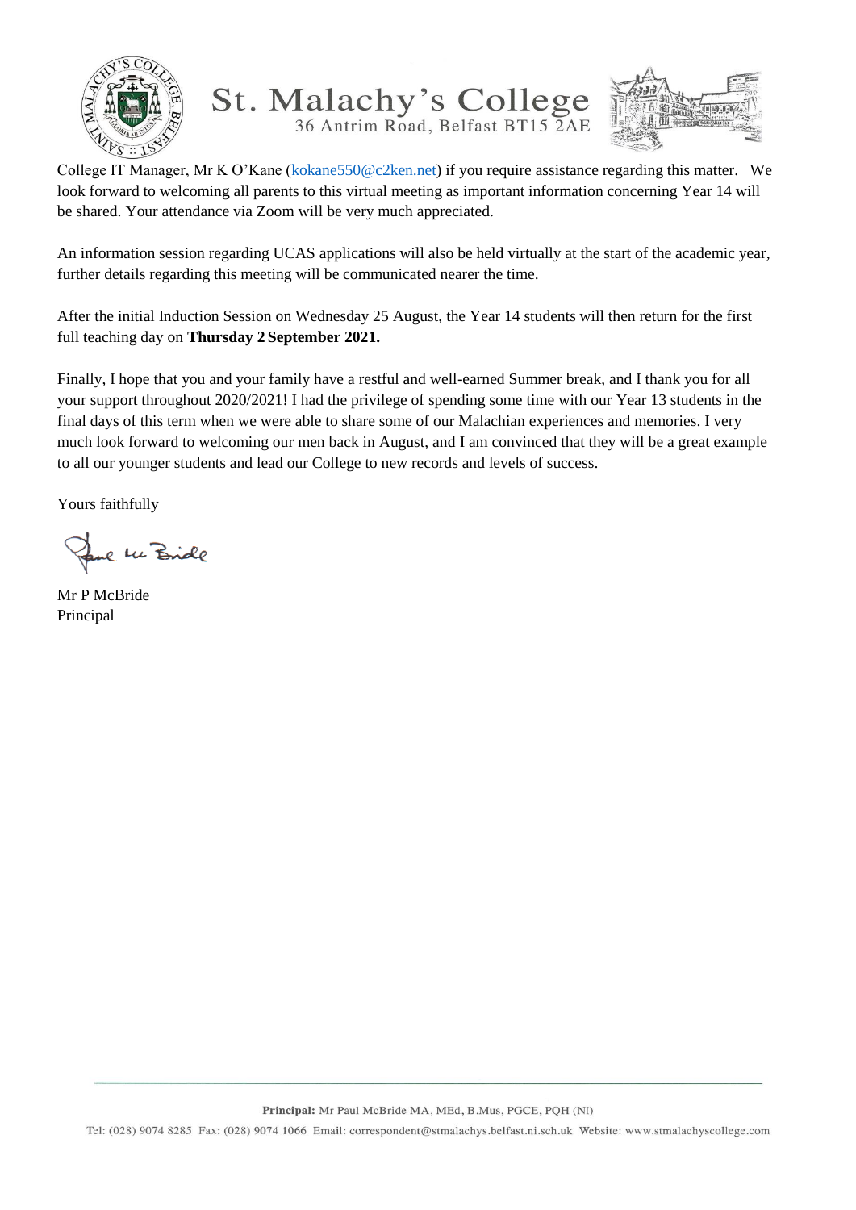College IT Manager, Mr K O'Kane ([kokane550@c2ken.net](mailto:kokane550@c2ken.net)) if you require assistance regarding this matter. We look forward to welcoming all parents to this virtual meeting as important information concerning Year 14 will be shared. Your attendance via Zoom will be very much appreciated.

An information session regarding UCAS applications will also be held virtually at the start of the academic year, further details regarding this meeting will be communicated nearer the time.

After the initial Induction Session on Wednesday 25 August, the Year 14 students will then return for the first full teaching day on **Thursday 2 September 2021.**

Finally, I hope that you and your family have a restful and well-earned Summer break, and I thank you for all your support throughout 2020/2021! I had the privilege of spending some time with our Year 13 students in the final days of this term when we were able to share some of our Malachian experiences and memories. I very much look forward to welcoming our men back in August, and I am convinced that they will be a great example to all our younger students and lead our College to new records and levels of success.

Yours faithfully

Mr P McBride
Principal